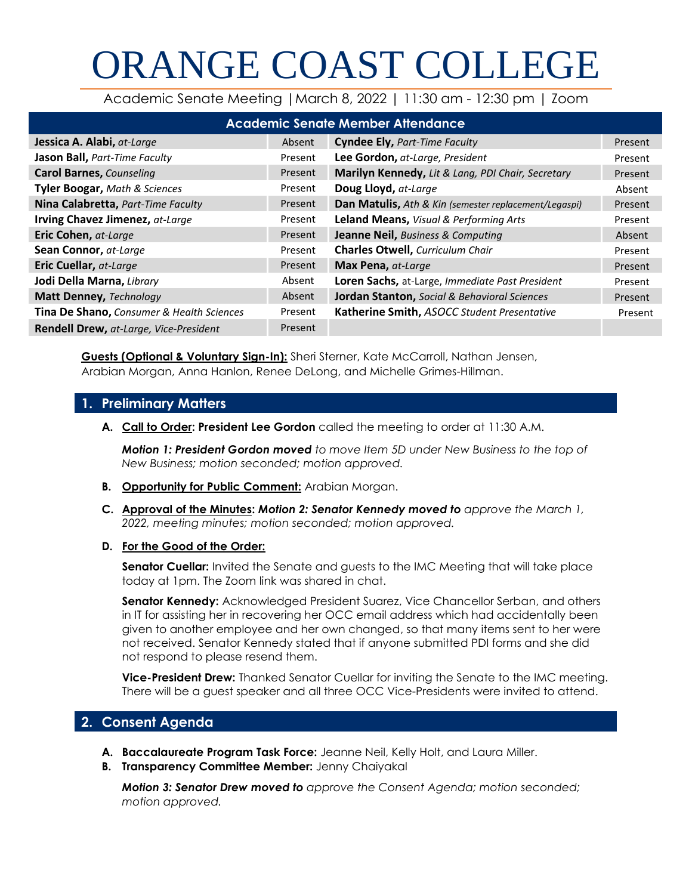# ORANGE COAST COLLEGE

Academic Senate Meeting | March 8, 2022 | 11:30 am - 12:30 pm | Zoom

| Academic Senate Member Attendance | | | |
|---|---|---|---|
| **Jessica A. Alabi,** *at-Large* | Absent | **Cyndee Ely,** *Part-Time Faculty* | Present |
| **Jason Ball,** *Part-Time Faculty* | Present | **Lee Gordon,** *at-Large, President* | Present |
| **Carol Barnes,** *Counseling* | Present | **Marilyn Kennedy,** *Lit & Lang, PDI Chair, Secretary* | Present |
| **Tyler Boogar,** *Math & Sciences* | Present | **Doug Lloyd,** *at-Large* | Absent |
| **Nina Calabretta,** *Part-Time Faculty* | Present | **Dan Matulis,** *Ath & Kin (semester replacement/Legaspi)* | Present |
| **Irving Chavez Jimenez,** *at-Large* | Present | **Leland Means,** *Visual & Performing Arts* | Present |
| **Eric Cohen,** *at-Large* | Present | **Jeanne Neil,** *Business & Computing* | Absent |
| **Sean Connor,** *at-Large* | Present | **Charles Otwell,** *Curriculum Chair* | Present |
| **Eric Cuellar,** *at-Large* | Present | **Max Pena,** *at-Large* | Present |
| **Jodi Della Marna,** *Library* | Absent | **Loren Sachs,** at-Large, *Immediate Past President* | Present |
| **Matt Denney,** *Technology* | Absent | **Jordan Stanton,** *Social & Behavioral Sciences* | Present |
| **Tina De Shano,** *Consumer & Health Sciences* | Present | **Katherine Smith,** *ASOCC Student Presentative* | Present |
| **Rendell Drew,** *at-Large, Vice-President* | Present | | |

**Guests (Optional & Voluntary Sign-In):** Sheri Sterner, Kate McCarroll, Nathan Jensen, Arabian Morgan, Anna Hanlon, Renee DeLong, and Michelle Grimes-Hillman.

## 1. Preliminary Matters

**A. Call to Order: President Lee Gordon** called the meeting to order at 11:30 A.M.

***Motion 1: President Gordon moved*** *to move Item 5D under New Business to the top of New Business; motion seconded; motion approved.*

**B. Opportunity for Public Comment:** Arabian Morgan.

**C. Approval of the Minutes: *Motion 2: Senator Kennedy moved to*** *approve the March 1, 2022, meeting minutes; motion seconded; motion approved.*

**D. For the Good of the Order:**

**Senator Cuellar:** Invited the Senate and guests to the IMC Meeting that will take place today at 1pm. The Zoom link was shared in chat.

**Senator Kennedy:** Acknowledged President Suarez, Vice Chancellor Serban, and others in IT for assisting her in recovering her OCC email address which had accidentally been given to another employee and her own changed, so that many items sent to her were not received. Senator Kennedy stated that if anyone submitted PDI forms and she did not respond to please resend them.

**Vice-President Drew:** Thanked Senator Cuellar for inviting the Senate to the IMC meeting. There will be a guest speaker and all three OCC Vice-Presidents were invited to attend.

## 2. Consent Agenda

**A. Baccalaureate Program Task Force:** Jeanne Neil, Kelly Holt, and Laura Miller.

**B. Transparency Committee Member:** Jenny Chaiyakal

***Motion 3: Senator Drew moved to*** *approve the Consent Agenda; motion seconded; motion approved.*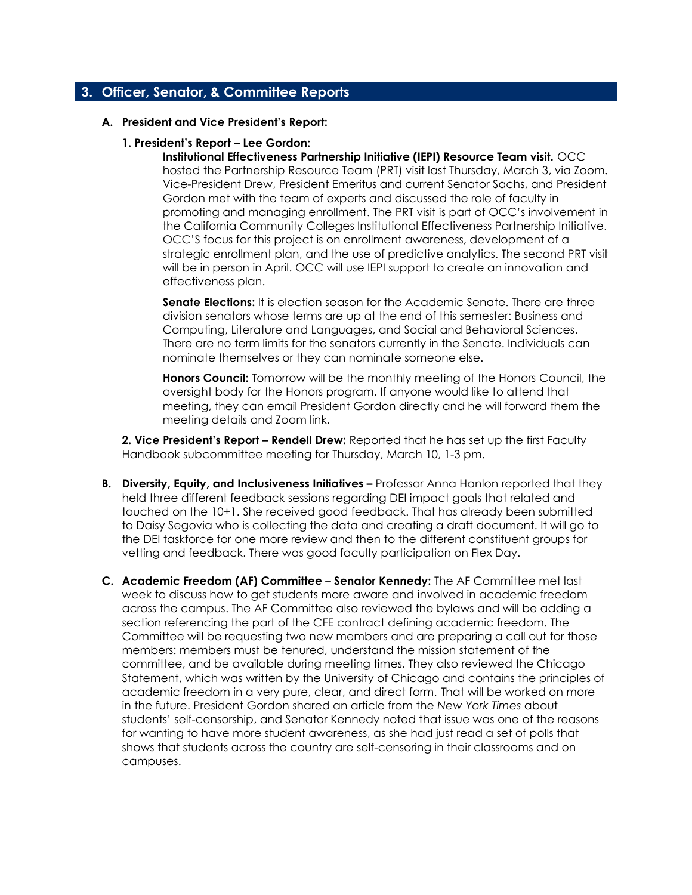## 3. Officer, Senator, & Committee Reports

**A. President and Vice President's Report:**

**1. President's Report – Lee Gordon:**

**Institutional Effectiveness Partnership Initiative (IEPI) Resource Team visit.** OCC hosted the Partnership Resource Team (PRT) visit last Thursday, March 3, via Zoom. Vice-President Drew, President Emeritus and current Senator Sachs, and President Gordon met with the team of experts and discussed the role of faculty in promoting and managing enrollment. The PRT visit is part of OCC's involvement in the California Community Colleges Institutional Effectiveness Partnership Initiative. OCC'S focus for this project is on enrollment awareness, development of a strategic enrollment plan, and the use of predictive analytics. The second PRT visit will be in person in April. OCC will use IEPI support to create an innovation and effectiveness plan.

**Senate Elections:** It is election season for the Academic Senate. There are three division senators whose terms are up at the end of this semester: Business and Computing, Literature and Languages, and Social and Behavioral Sciences. There are no term limits for the senators currently in the Senate. Individuals can nominate themselves or they can nominate someone else.

**Honors Council:** Tomorrow will be the monthly meeting of the Honors Council, the oversight body for the Honors program. If anyone would like to attend that meeting, they can email President Gordon directly and he will forward them the meeting details and Zoom link.

**2. Vice President's Report – Rendell Drew:** Reported that he has set up the first Faculty Handbook subcommittee meeting for Thursday, March 10, 1-3 pm.

**B. Diversity, Equity, and Inclusiveness Initiatives –** Professor Anna Hanlon reported that they held three different feedback sessions regarding DEI impact goals that related and touched on the 10+1. She received good feedback. That has already been submitted to Daisy Segovia who is collecting the data and creating a draft document. It will go to the DEI taskforce for one more review and then to the different constituent groups for vetting and feedback. There was good faculty participation on Flex Day.

**C. Academic Freedom (AF) Committee** – **Senator Kennedy:** The AF Committee met last week to discuss how to get students more aware and involved in academic freedom across the campus. The AF Committee also reviewed the bylaws and will be adding a section referencing the part of the CFE contract defining academic freedom. The Committee will be requesting two new members and are preparing a call out for those members: members must be tenured, understand the mission statement of the committee, and be available during meeting times. They also reviewed the Chicago Statement, which was written by the University of Chicago and contains the principles of academic freedom in a very pure, clear, and direct form. That will be worked on more in the future. President Gordon shared an article from the *New York Times* about students' self-censorship, and Senator Kennedy noted that issue was one of the reasons for wanting to have more student awareness, as she had just read a set of polls that shows that students across the country are self-censoring in their classrooms and on campuses.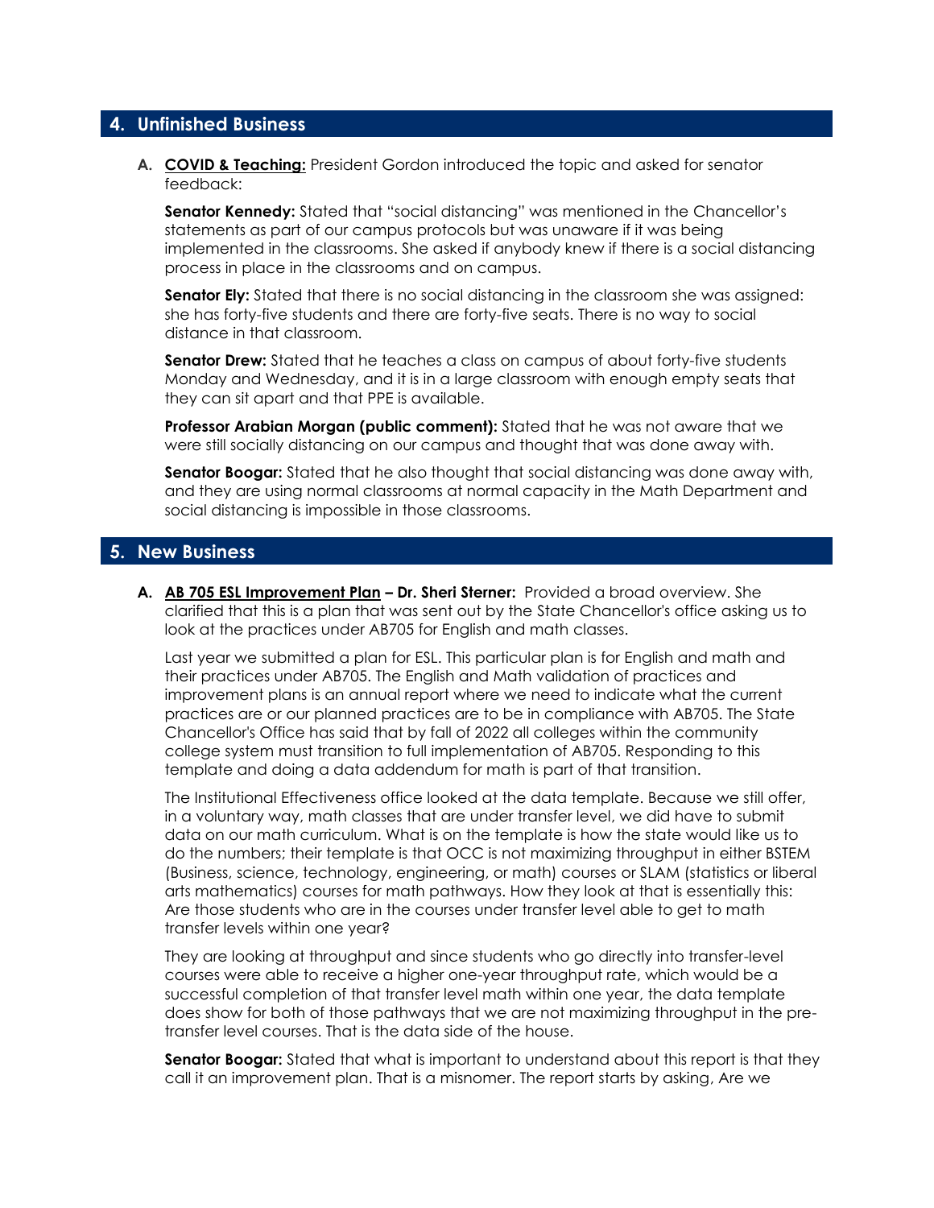## 4. Unfinished Business

**A. COVID & Teaching:** President Gordon introduced the topic and asked for senator feedback:

**Senator Kennedy:** Stated that "social distancing" was mentioned in the Chancellor's statements as part of our campus protocols but was unaware if it was being implemented in the classrooms. She asked if anybody knew if there is a social distancing process in place in the classrooms and on campus.

**Senator Ely:** Stated that there is no social distancing in the classroom she was assigned: she has forty-five students and there are forty-five seats. There is no way to social distance in that classroom.

**Senator Drew:** Stated that he teaches a class on campus of about forty-five students Monday and Wednesday, and it is in a large classroom with enough empty seats that they can sit apart and that PPE is available.

**Professor Arabian Morgan (public comment):** Stated that he was not aware that we were still socially distancing on our campus and thought that was done away with.

**Senator Boogar:** Stated that he also thought that social distancing was done away with, and they are using normal classrooms at normal capacity in the Math Department and social distancing is impossible in those classrooms.

## 5. New Business

**A. AB 705 ESL Improvement Plan – Dr. Sheri Sterner:** Provided a broad overview. She clarified that this is a plan that was sent out by the State Chancellor's office asking us to look at the practices under AB705 for English and math classes.

Last year we submitted a plan for ESL. This particular plan is for English and math and their practices under AB705. The English and Math validation of practices and improvement plans is an annual report where we need to indicate what the current practices are or our planned practices are to be in compliance with AB705. The State Chancellor's Office has said that by fall of 2022 all colleges within the community college system must transition to full implementation of AB705. Responding to this template and doing a data addendum for math is part of that transition.

The Institutional Effectiveness office looked at the data template. Because we still offer, in a voluntary way, math classes that are under transfer level, we did have to submit data on our math curriculum. What is on the template is how the state would like us to do the numbers; their template is that OCC is not maximizing throughput in either BSTEM (Business, science, technology, engineering, or math) courses or SLAM (statistics or liberal arts mathematics) courses for math pathways. How they look at that is essentially this: Are those students who are in the courses under transfer level able to get to math transfer levels within one year?

They are looking at throughput and since students who go directly into transfer-level courses were able to receive a higher one-year throughput rate, which would be a successful completion of that transfer level math within one year, the data template does show for both of those pathways that we are not maximizing throughput in the pre-transfer level courses. That is the data side of the house.

**Senator Boogar:** Stated that what is important to understand about this report is that they call it an improvement plan. That is a misnomer. The report starts by asking, Are we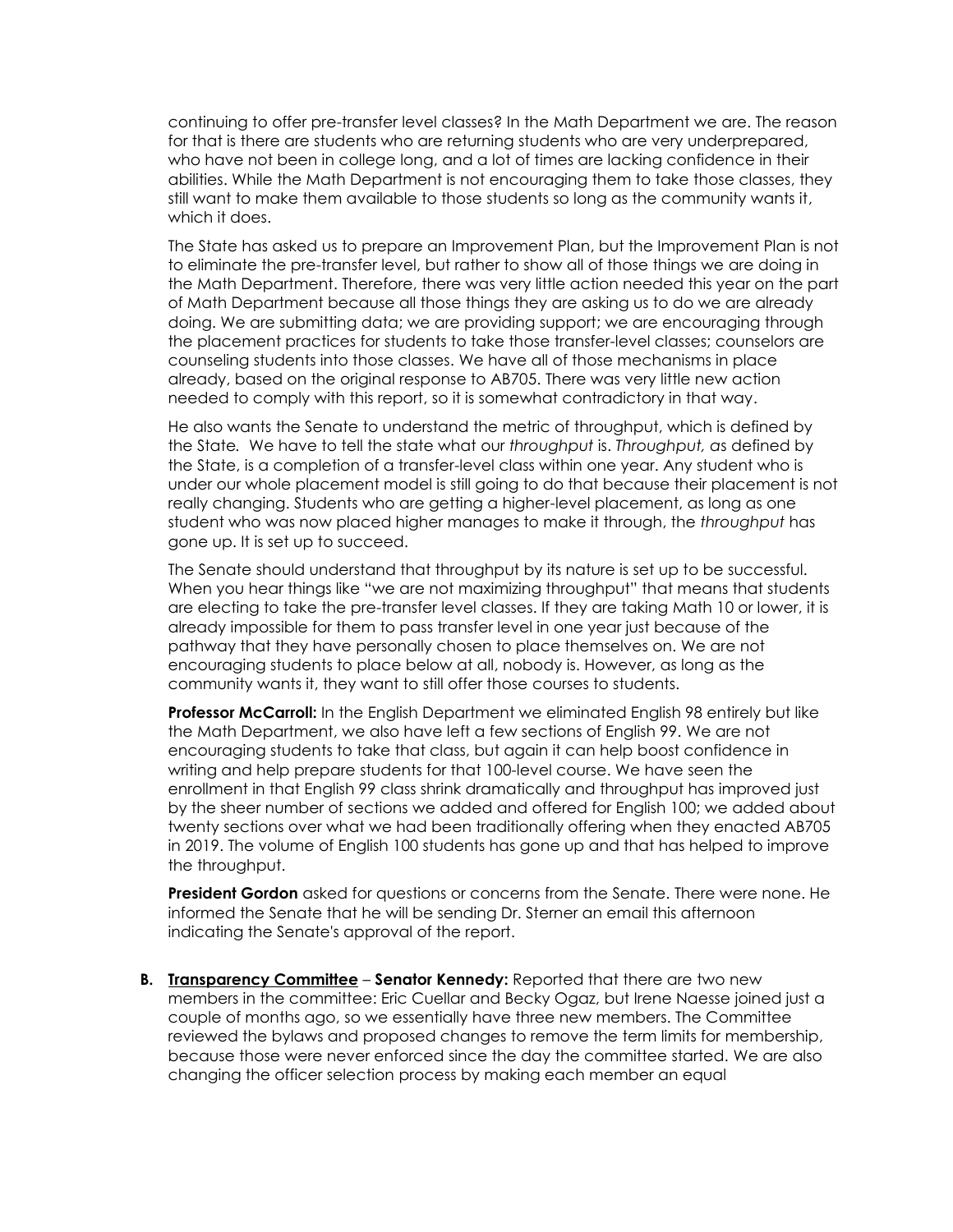continuing to offer pre-transfer level classes? In the Math Department we are. The reason for that is there are students who are returning students who are very underprepared, who have not been in college long, and a lot of times are lacking confidence in their abilities. While the Math Department is not encouraging them to take those classes, they still want to make them available to those students so long as the community wants it, which it does.

The State has asked us to prepare an Improvement Plan, but the Improvement Plan is not to eliminate the pre-transfer level, but rather to show all of those things we are doing in the Math Department. Therefore, there was very little action needed this year on the part of Math Department because all those things they are asking us to do we are already doing. We are submitting data; we are providing support; we are encouraging through the placement practices for students to take those transfer-level classes; counselors are counseling students into those classes. We have all of those mechanisms in place already, based on the original response to AB705. There was very little new action needed to comply with this report, so it is somewhat contradictory in that way.

He also wants the Senate to understand the metric of throughput, which is defined by the State. We have to tell the state what our *throughput* is. *Throughput,* as defined by the State, is a completion of a transfer-level class within one year. Any student who is under our whole placement model is still going to do that because their placement is not really changing. Students who are getting a higher-level placement, as long as one student who was now placed higher manages to make it through, the *throughput* has gone up. It is set up to succeed.

The Senate should understand that throughput by its nature is set up to be successful. When you hear things like "we are not maximizing throughput" that means that students are electing to take the pre-transfer level classes. If they are taking Math 10 or lower, it is already impossible for them to pass transfer level in one year just because of the pathway that they have personally chosen to place themselves on. We are not encouraging students to place below at all, nobody is. However, as long as the community wants it, they want to still offer those courses to students.

**Professor McCarroll:** In the English Department we eliminated English 98 entirely but like the Math Department, we also have left a few sections of English 99. We are not encouraging students to take that class, but again it can help boost confidence in writing and help prepare students for that 100-level course. We have seen the enrollment in that English 99 class shrink dramatically and throughput has improved just by the sheer number of sections we added and offered for English 100; we added about twenty sections over what we had been traditionally offering when they enacted AB705 in 2019. The volume of English 100 students has gone up and that has helped to improve the throughput.

**President Gordon** asked for questions or concerns from the Senate. There were none. He informed the Senate that he will be sending Dr. Sterner an email this afternoon indicating the Senate's approval of the report.

**B.** **<u>Transparency Committee</u>** – **Senator Kennedy:** Reported that there are two new members in the committee: Eric Cuellar and Becky Ogaz, but Irene Naesse joined just a couple of months ago, so we essentially have three new members. The Committee reviewed the bylaws and proposed changes to remove the term limits for membership, because those were never enforced since the day the committee started. We are also changing the officer selection process by making each member an equal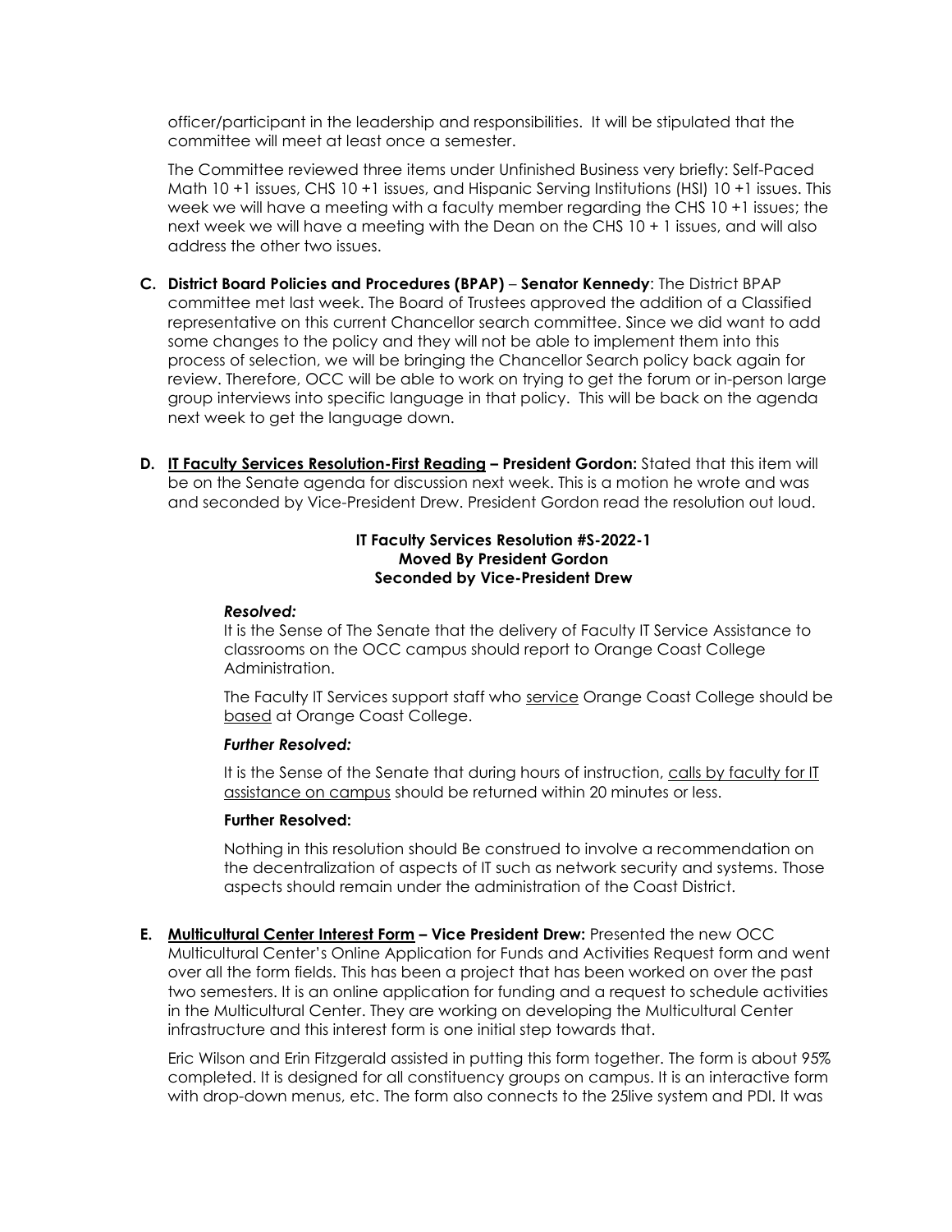officer/participant in the leadership and responsibilities. It will be stipulated that the committee will meet at least once a semester.

The Committee reviewed three items under Unfinished Business very briefly: Self-Paced Math 10 +1 issues, CHS 10 +1 issues, and Hispanic Serving Institutions (HSI) 10 +1 issues. This week we will have a meeting with a faculty member regarding the CHS 10 +1 issues; the next week we will have a meeting with the Dean on the CHS 10 + 1 issues, and will also address the other two issues.

**C. District Board Policies and Procedures (BPAP)** – **Senator Kennedy**: The District BPAP committee met last week. The Board of Trustees approved the addition of a Classified representative on this current Chancellor search committee. Since we did want to add some changes to the policy and they will not be able to implement them into this process of selection, we will be bringing the Chancellor Search policy back again for review. Therefore, OCC will be able to work on trying to get the forum or in-person large group interviews into specific language in that policy. This will be back on the agenda next week to get the language down.

**D. <u>IT Faculty Services Resolution-First Reading</u> – President Gordon:** Stated that this item will be on the Senate agenda for discussion next week. This is a motion he wrote and was and seconded by Vice-President Drew. President Gordon read the resolution out loud.

**IT Faculty Services Resolution #S-2022-1**
**Moved By President Gordon**
**Seconded by Vice-President Drew**

***Resolved:***

It is the Sense of The Senate that the delivery of Faculty IT Service Assistance to classrooms on the OCC campus should report to Orange Coast College Administration.

The Faculty IT Services support staff who <u>service</u> Orange Coast College should be <u>based</u> at Orange Coast College.

***Further Resolved:***

It is the Sense of the Senate that during hours of instruction, <u>calls by faculty for IT assistance on campus</u> should be returned within 20 minutes or less.

**Further Resolved:**

Nothing in this resolution should Be construed to involve a recommendation on the decentralization of aspects of IT such as network security and systems. Those aspects should remain under the administration of the Coast District.

**E. <u>Multicultural Center Interest Form</u> – Vice President Drew:** Presented the new OCC Multicultural Center's Online Application for Funds and Activities Request form and went over all the form fields. This has been a project that has been worked on over the past two semesters. It is an online application for funding and a request to schedule activities in the Multicultural Center. They are working on developing the Multicultural Center infrastructure and this interest form is one initial step towards that.

Eric Wilson and Erin Fitzgerald assisted in putting this form together. The form is about 95% completed. It is designed for all constituency groups on campus. It is an interactive form with drop-down menus, etc. The form also connects to the 25live system and PDI. It was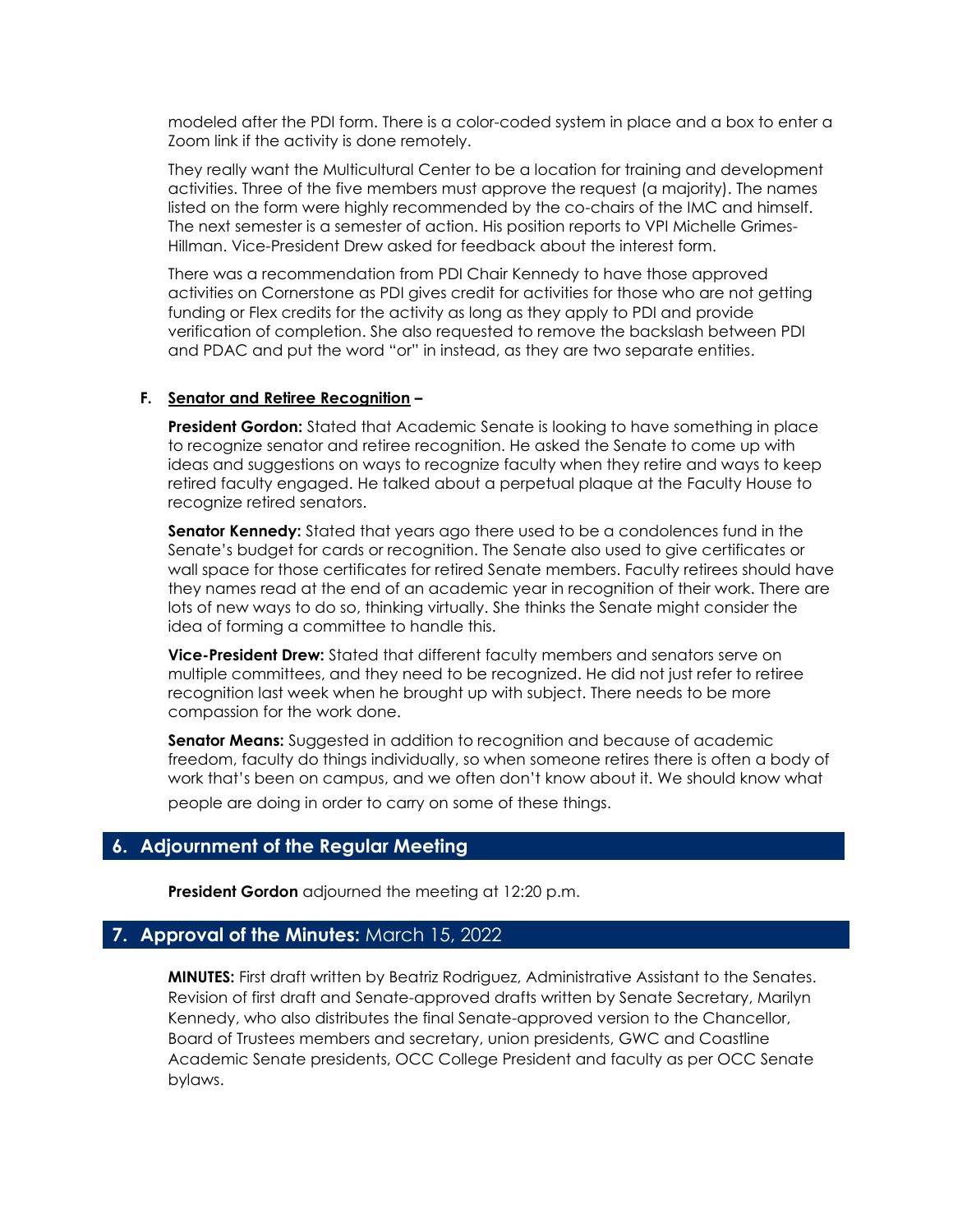modeled after the PDI form. There is a color-coded system in place and a box to enter a Zoom link if the activity is done remotely.

They really want the Multicultural Center to be a location for training and development activities. Three of the five members must approve the request (a majority). The names listed on the form were highly recommended by the co-chairs of the IMC and himself. The next semester is a semester of action. His position reports to VPI Michelle Grimes-Hillman. Vice-President Drew asked for feedback about the interest form.

There was a recommendation from PDI Chair Kennedy to have those approved activities on Cornerstone as PDI gives credit for activities for those who are not getting funding or Flex credits for the activity as long as they apply to PDI and provide verification of completion. She also requested to remove the backslash between PDI and PDAC and put the word "or" in instead, as they are two separate entities.

### F. Senator and Retiree Recognition –

**President Gordon:** Stated that Academic Senate is looking to have something in place to recognize senator and retiree recognition. He asked the Senate to come up with ideas and suggestions on ways to recognize faculty when they retire and ways to keep retired faculty engaged. He talked about a perpetual plaque at the Faculty House to recognize retired senators.

**Senator Kennedy:** Stated that years ago there used to be a condolences fund in the Senate's budget for cards or recognition. The Senate also used to give certificates or wall space for those certificates for retired Senate members. Faculty retirees should have they names read at the end of an academic year in recognition of their work. There are lots of new ways to do so, thinking virtually. She thinks the Senate might consider the idea of forming a committee to handle this.

**Vice-President Drew:** Stated that different faculty members and senators serve on multiple committees, and they need to be recognized. He did not just refer to retiree recognition last week when he brought up with subject. There needs to be more compassion for the work done.

**Senator Means:** Suggested in addition to recognition and because of academic freedom, faculty do things individually, so when someone retires there is often a body of work that's been on campus, and we often don't know about it. We should know what people are doing in order to carry on some of these things.

## 6. Adjournment of the Regular Meeting

**President Gordon** adjourned the meeting at 12:20 p.m.

## 7. Approval of the Minutes: March 15, 2022

**MINUTES:** First draft written by Beatriz Rodriguez, Administrative Assistant to the Senates. Revision of first draft and Senate-approved drafts written by Senate Secretary, Marilyn Kennedy, who also distributes the final Senate-approved version to the Chancellor, Board of Trustees members and secretary, union presidents, GWC and Coastline Academic Senate presidents, OCC College President and faculty as per OCC Senate bylaws.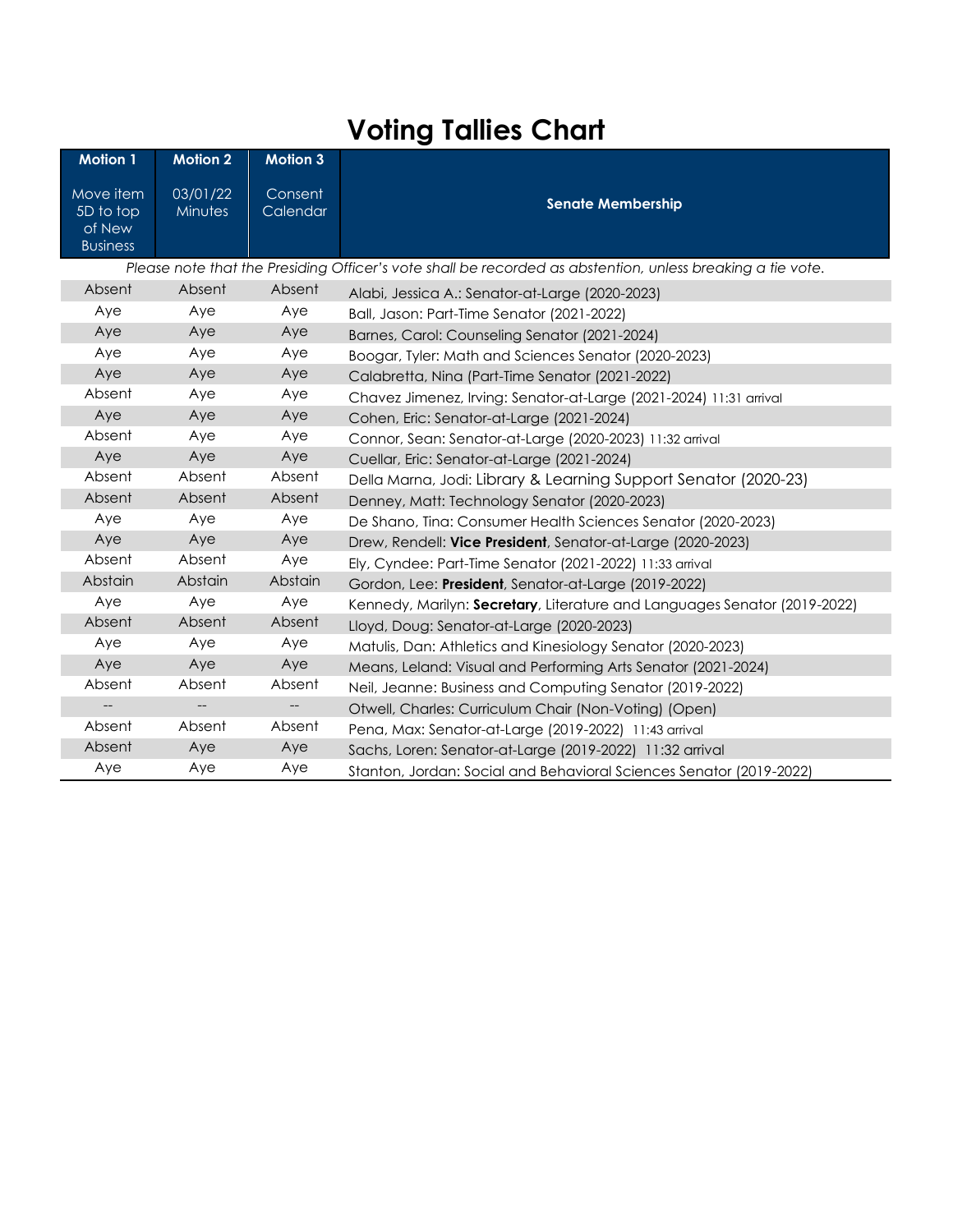# Voting Tallies Chart

| Motion 1<br>Move item 5D to top of New Business | Motion 2<br>03/01/22 Minutes | Motion 3<br>Consent Calendar | Senate Membership |
|---|---|---|---|
| *Please note that the Presiding Officer's vote shall be recorded as abstention, unless breaking a tie vote.* | | | |
| Absent | Absent | Absent | Alabi, Jessica A.: Senator-at-Large (2020-2023) |
| Aye | Aye | Aye | Ball, Jason: Part-Time Senator (2021-2022) |
| Aye | Aye | Aye | Barnes, Carol: Counseling Senator (2021-2024) |
| Aye | Aye | Aye | Boogar, Tyler: Math and Sciences Senator (2020-2023) |
| Aye | Aye | Aye | Calabretta, Nina (Part-Time Senator (2021-2022) |
| Absent | Aye | Aye | Chavez Jimenez, Irving: Senator-at-Large (2021-2024) 11:31 arrival |
| Aye | Aye | Aye | Cohen, Eric: Senator-at-Large (2021-2024) |
| Absent | Aye | Aye | Connor, Sean: Senator-at-Large (2020-2023) 11:32 arrival |
| Aye | Aye | Aye | Cuellar, Eric: Senator-at-Large (2021-2024) |
| Absent | Absent | Absent | Della Marna, Jodi: Library & Learning Support Senator (2020-23) |
| Absent | Absent | Absent | Denney, Matt: Technology Senator (2020-2023) |
| Aye | Aye | Aye | De Shano, Tina: Consumer Health Sciences Senator (2020-2023) |
| Aye | Aye | Aye | Drew, Rendell: **Vice President**, Senator-at-Large (2020-2023) |
| Absent | Absent | Aye | Ely, Cyndee: Part-Time Senator (2021-2022) 11:33 arrival |
| Abstain | Abstain | Abstain | Gordon, Lee: **President**, Senator-at-Large (2019-2022) |
| Aye | Aye | Aye | Kennedy, Marilyn: **Secretary**, Literature and Languages Senator (2019-2022) |
| Absent | Absent | Absent | Lloyd, Doug: Senator-at-Large (2020-2023) |
| Aye | Aye | Aye | Matulis, Dan: Athletics and Kinesiology Senator (2020-2023) |
| Aye | Aye | Aye | Means, Leland: Visual and Performing Arts Senator (2021-2024) |
| Absent | Absent | Absent | Neil, Jeanne: Business and Computing Senator (2019-2022) |
| -- | -- | -- | Otwell, Charles: Curriculum Chair (Non-Voting) (Open) |
| Absent | Absent | Absent | Pena, Max: Senator-at-Large (2019-2022) 11:43 arrival |
| Absent | Aye | Aye | Sachs, Loren: Senator-at-Large (2019-2022) 11:32 arrival |
| Aye | Aye | Aye | Stanton, Jordan: Social and Behavioral Sciences Senator (2019-2022) |